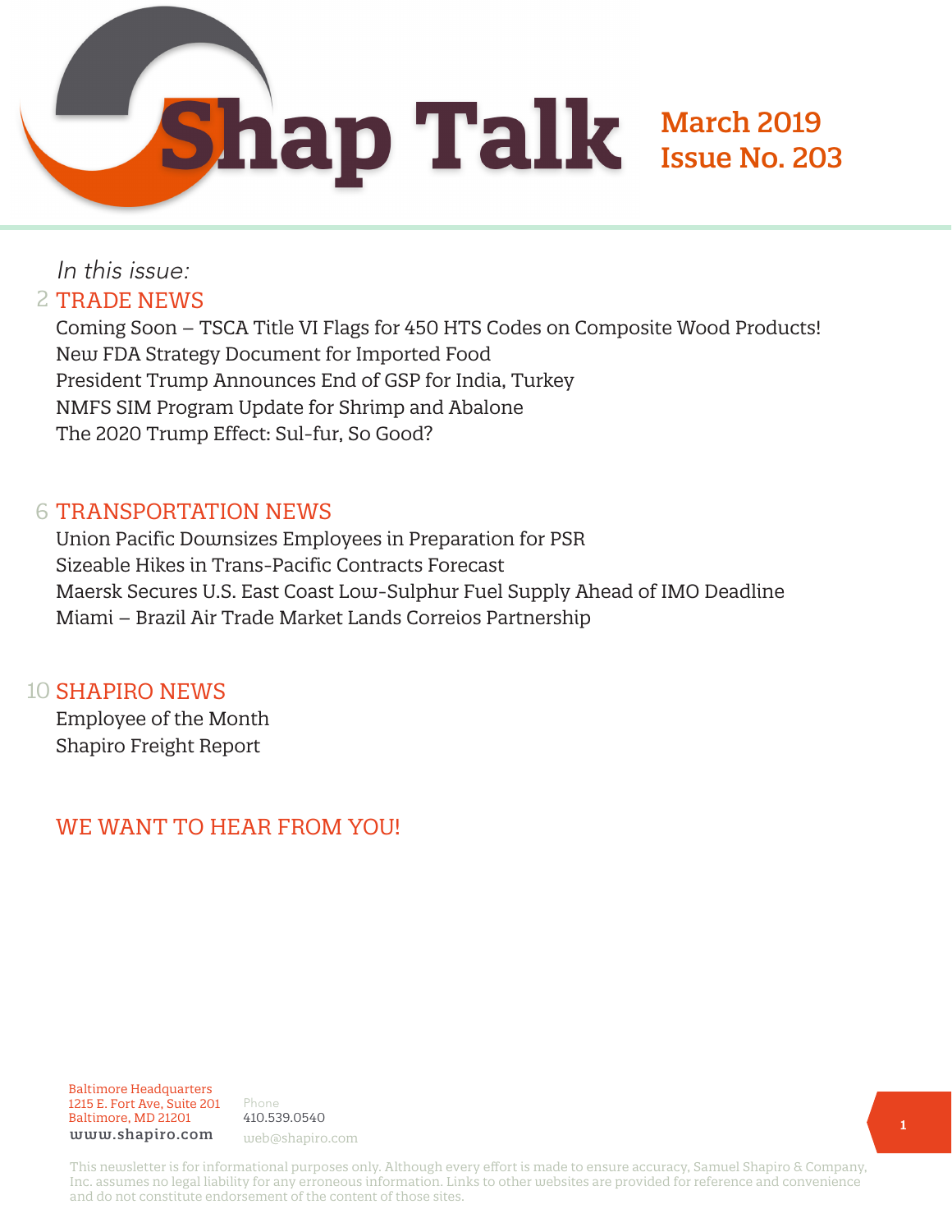# Shap Talk

**March 2019**
**Issue No. 203**

*In this issue:*

## 2 TRADE NEWS

Coming Soon – TSCA Title VI Flags for 450 HTS Codes on Composite Wood Products!
New FDA Strategy Document for Imported Food
President Trump Announces End of GSP for India, Turkey
NMFS SIM Program Update for Shrimp and Abalone
The 2020 Trump Effect: Sul-fur, So Good?

## 6 TRANSPORTATION NEWS

Union Pacific Downsizes Employees in Preparation for PSR
Sizeable Hikes in Trans-Pacific Contracts Forecast
Maersk Secures U.S. East Coast Low-Sulphur Fuel Supply Ahead of IMO Deadline
Miami – Brazil Air Trade Market Lands Correios Partnership

## 10 SHAPIRO NEWS

Employee of the Month
Shapiro Freight Report

## WE WANT TO HEAR FROM YOU!

Baltimore Headquarters
1215 E. Fort Ave, Suite 201
Baltimore, MD 21201
www.shapiro.com

Phone
410.539.0540
web@shapiro.com

This newsletter is for informational purposes only. Although every effort is made to ensure accuracy, Samuel Shapiro & Company, Inc. assumes no legal liability for any erroneous information. Links to other websites are provided for reference and convenience and do not constitute endorsement of the content of those sites.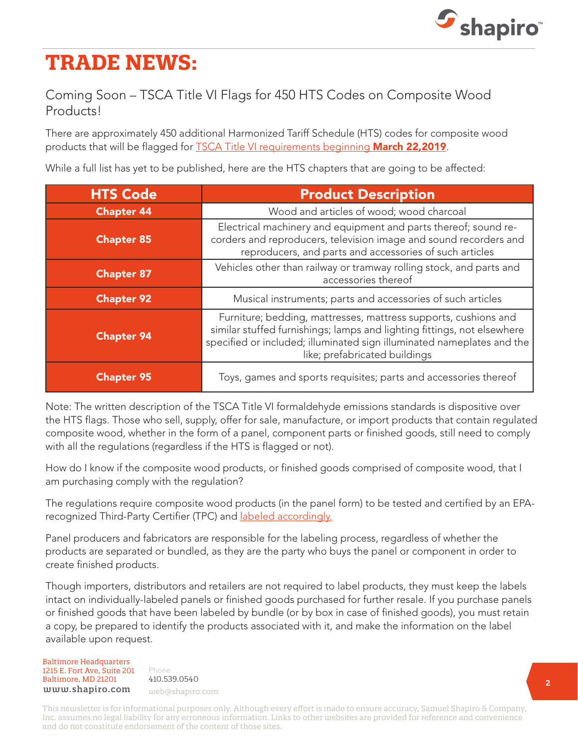# TRADE NEWS:

## Coming Soon – TSCA Title VI Flags for 450 HTS Codes on Composite Wood Products!

There are approximately 450 additional Harmonized Tariff Schedule (HTS) codes for composite wood products that will be flagged for TSCA Title VI requirements beginning **March 22,2019**.

While a full list has yet to be published, here are the HTS chapters that are going to be affected:

| HTS Code | Product Description |
|---|---|
| **Chapter 44** | Wood and articles of wood; wood charcoal |
| **Chapter 85** | Electrical machinery and equipment and parts thereof; sound recorders and reproducers, television image and sound recorders and reproducers, and parts and accessories of such articles |
| **Chapter 87** | Vehicles other than railway or tramway rolling stock, and parts and accessories thereof |
| **Chapter 92** | Musical instruments; parts and accessories of such articles |
| **Chapter 94** | Furniture; bedding, mattresses, mattress supports, cushions and similar stuffed furnishings; lamps and lighting fittings, not elsewhere specified or included; illuminated sign illuminated nameplates and the like; prefabricated buildings |
| **Chapter 95** | Toys, games and sports requisites; parts and accessories thereof |

Note: The written description of the TSCA Title VI formaldehyde emissions standards is dispositive over the HTS flags. Those who sell, supply, offer for sale, manufacture, or import products that contain regulated composite wood, whether in the form of a panel, component parts or finished goods, still need to comply with all the regulations (regardless if the HTS is flagged or not).

How do I know if the composite wood products, or finished goods comprised of composite wood, that I am purchasing comply with the regulation?

The regulations require composite wood products (in the panel form) to be tested and certified by an EPA-recognized Third-Party Certifier (TPC) and labeled accordingly.

Panel producers and fabricators are responsible for the labeling process, regardless of whether the products are separated or bundled, as they are the party who buys the panel or component in order to create finished products.

Though importers, distributors and retailers are not required to label products, they must keep the labels intact on individually-labeled panels or finished goods purchased for further resale. If you purchase panels or finished goods that have been labeled by bundle (or by box in case of finished goods), you must retain a copy, be prepared to identify the products associated with it, and make the information on the label available upon request.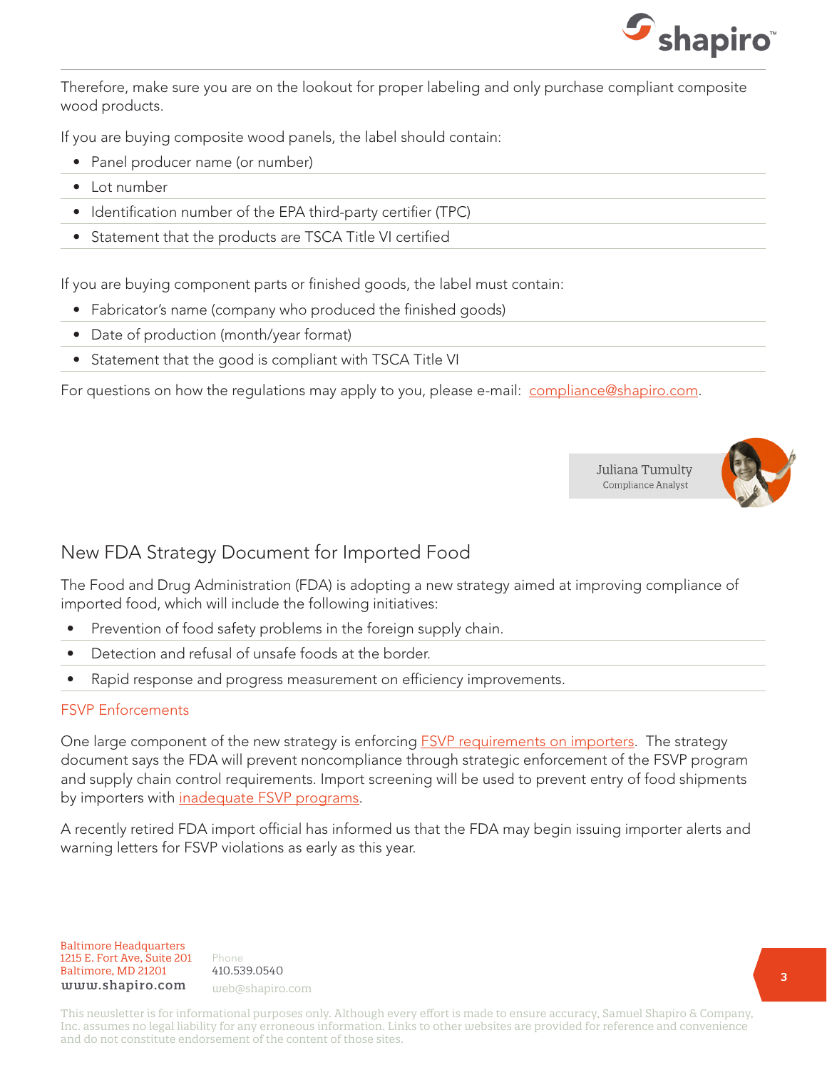Therefore, make sure you are on the lookout for proper labeling and only purchase compliant composite wood products.

If you are buying composite wood panels, the label should contain:

- Panel producer name (or number)
- Lot number
- Identification number of the EPA third-party certifier (TPC)
- Statement that the products are TSCA Title VI certified

If you are buying component parts or finished goods, the label must contain:

- Fabricator's name (company who produced the finished goods)
- Date of production (month/year format)
- Statement that the good is compliant with TSCA Title VI

For questions on how the regulations may apply to you, please e-mail: compliance@shapiro.com.

Juliana Tumulty
Compliance Analyst

## New FDA Strategy Document for Imported Food

The Food and Drug Administration (FDA) is adopting a new strategy aimed at improving compliance of imported food, which will include the following initiatives:

- Prevention of food safety problems in the foreign supply chain.
- Detection and refusal of unsafe foods at the border.
- Rapid response and progress measurement on efficiency improvements.

### FSVP Enforcements

One large component of the new strategy is enforcing FSVP requirements on importers. The strategy document says the FDA will prevent noncompliance through strategic enforcement of the FSVP program and supply chain control requirements. Import screening will be used to prevent entry of food shipments by importers with inadequate FSVP programs.

A recently retired FDA import official has informed us that the FDA may begin issuing importer alerts and warning letters for FSVP violations as early as this year.

Baltimore Headquarters
1215 E. Fort Ave, Suite 201
Baltimore, MD 21201
www.shapiro.com

Phone
410.539.0540
web@shapiro.com

This newsletter is for informational purposes only. Although every effort is made to ensure accuracy, Samuel Shapiro & Company, Inc. assumes no legal liability for any erroneous information. Links to other websites are provided for reference and convenience and do not constitute endorsement of the content of those sites.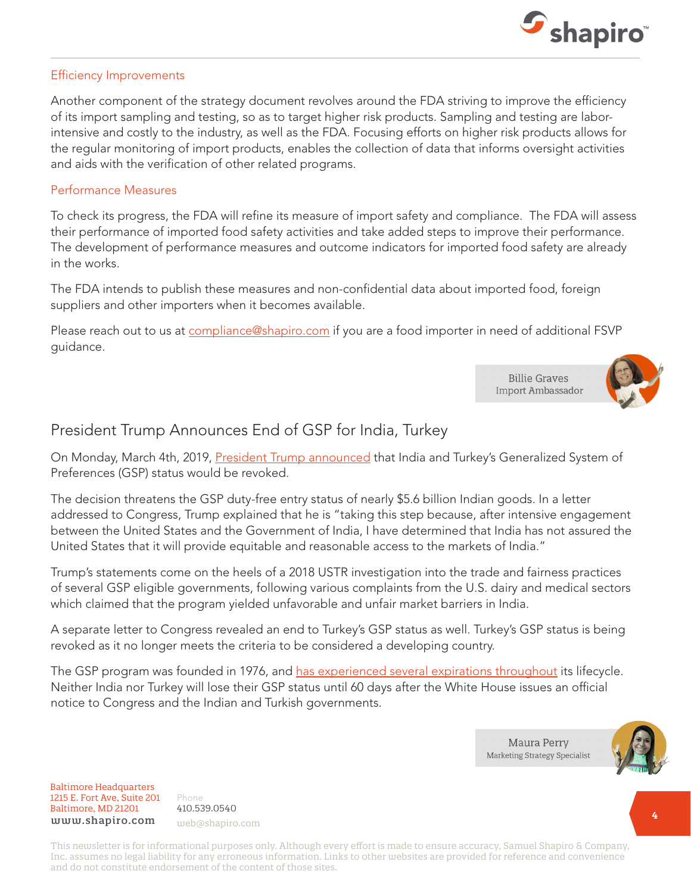### Efficiency Improvements

Another component of the strategy document revolves around the FDA striving to improve the efficiency of its import sampling and testing, so as to target higher risk products. Sampling and testing are labor-intensive and costly to the industry, as well as the FDA. Focusing efforts on higher risk products allows for the regular monitoring of import products, enables the collection of data that informs oversight activities and aids with the verification of other related programs.

### Performance Measures

To check its progress, the FDA will refine its measure of import safety and compliance. The FDA will assess their performance of imported food safety activities and take added steps to improve their performance. The development of performance measures and outcome indicators for imported food safety are already in the works.

The FDA intends to publish these measures and non-confidential data about imported food, foreign suppliers and other importers when it becomes available.

Please reach out to us at compliance@shapiro.com if you are a food importer in need of additional FSVP guidance.

Billie Graves
Import Ambassador

## President Trump Announces End of GSP for India, Turkey

On Monday, March 4th, 2019, President Trump announced that India and Turkey's Generalized System of Preferences (GSP) status would be revoked.

The decision threatens the GSP duty-free entry status of nearly $5.6 billion Indian goods. In a letter addressed to Congress, Trump explained that he is "taking this step because, after intensive engagement between the United States and the Government of India, I have determined that India has not assured the United States that it will provide equitable and reasonable access to the markets of India."

Trump's statements come on the heels of a 2018 USTR investigation into the trade and fairness practices of several GSP eligible governments, following various complaints from the U.S. dairy and medical sectors which claimed that the program yielded unfavorable and unfair market barriers in India.

A separate letter to Congress revealed an end to Turkey's GSP status as well. Turkey's GSP status is being revoked as it no longer meets the criteria to be considered a developing country.

The GSP program was founded in 1976, and has experienced several expirations throughout its lifecycle. Neither India nor Turkey will lose their GSP status until 60 days after the White House issues an official notice to Congress and the Indian and Turkish governments.

Maura Perry
Marketing Strategy Specialist

Baltimore Headquarters
1215 E. Fort Ave, Suite 201
Baltimore, MD 21201
www.shapiro.com

Phone
410.539.0540
web@shapiro.com

This newsletter is for informational purposes only. Although every effort is made to ensure accuracy, Samuel Shapiro & Company, Inc. assumes no legal liability for any erroneous information. Links to other websites are provided for reference and convenience and do not constitute endorsement of the content of those sites.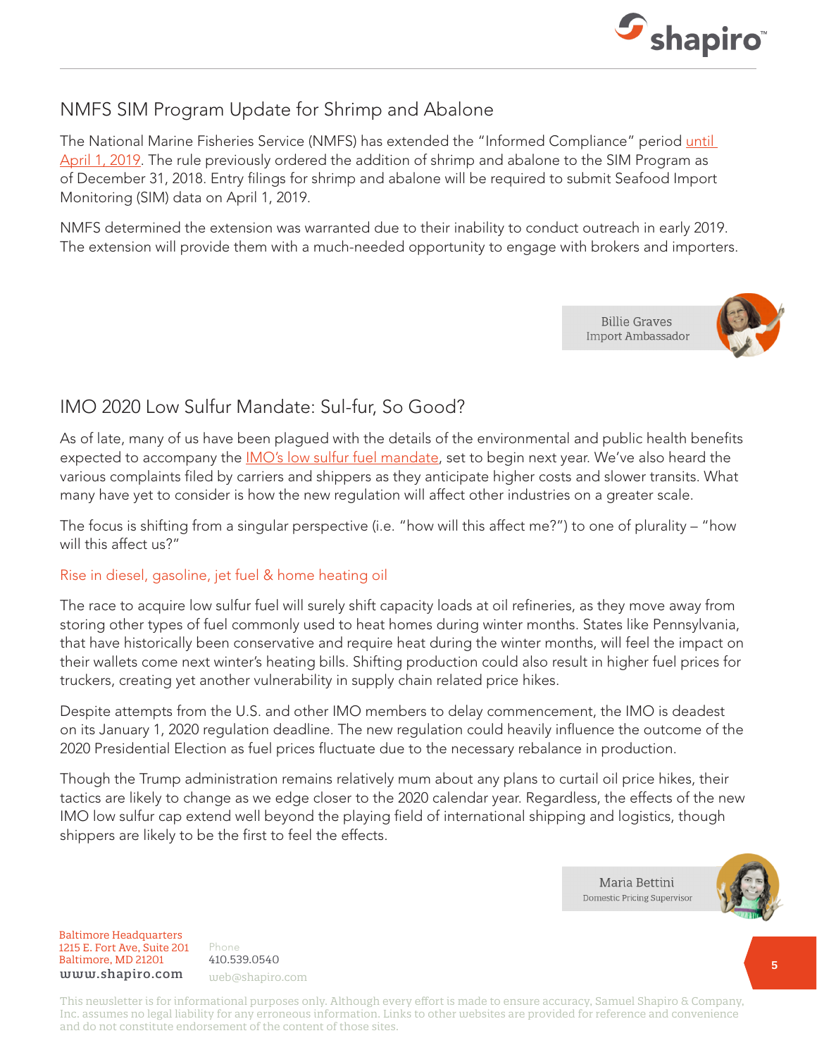## NMFS SIM Program Update for Shrimp and Abalone

The National Marine Fisheries Service (NMFS) has extended the "Informed Compliance" period until April 1, 2019. The rule previously ordered the addition of shrimp and abalone to the SIM Program as of December 31, 2018. Entry filings for shrimp and abalone will be required to submit Seafood Import Monitoring (SIM) data on April 1, 2019.

NMFS determined the extension was warranted due to their inability to conduct outreach in early 2019. The extension will provide them with a much-needed opportunity to engage with brokers and importers.

Billie Graves
Import Ambassador

## IMO 2020 Low Sulfur Mandate: Sul-fur, So Good?

As of late, many of us have been plagued with the details of the environmental and public health benefits expected to accompany the IMO's low sulfur fuel mandate, set to begin next year. We've also heard the various complaints filed by carriers and shippers as they anticipate higher costs and slower transits. What many have yet to consider is how the new regulation will affect other industries on a greater scale.

The focus is shifting from a singular perspective (i.e. "how will this affect me?") to one of plurality – "how will this affect us?"

### Rise in diesel, gasoline, jet fuel & home heating oil

The race to acquire low sulfur fuel will surely shift capacity loads at oil refineries, as they move away from storing other types of fuel commonly used to heat homes during winter months. States like Pennsylvania, that have historically been conservative and require heat during the winter months, will feel the impact on their wallets come next winter's heating bills. Shifting production could also result in higher fuel prices for truckers, creating yet another vulnerability in supply chain related price hikes.

Despite attempts from the U.S. and other IMO members to delay commencement, the IMO is deadest on its January 1, 2020 regulation deadline. The new regulation could heavily influence the outcome of the 2020 Presidential Election as fuel prices fluctuate due to the necessary rebalance in production.

Though the Trump administration remains relatively mum about any plans to curtail oil price hikes, their tactics are likely to change as we edge closer to the 2020 calendar year. Regardless, the effects of the new IMO low sulfur cap extend well beyond the playing field of international shipping and logistics, though shippers are likely to be the first to feel the effects.

Maria Bettini
Domestic Pricing Supervisor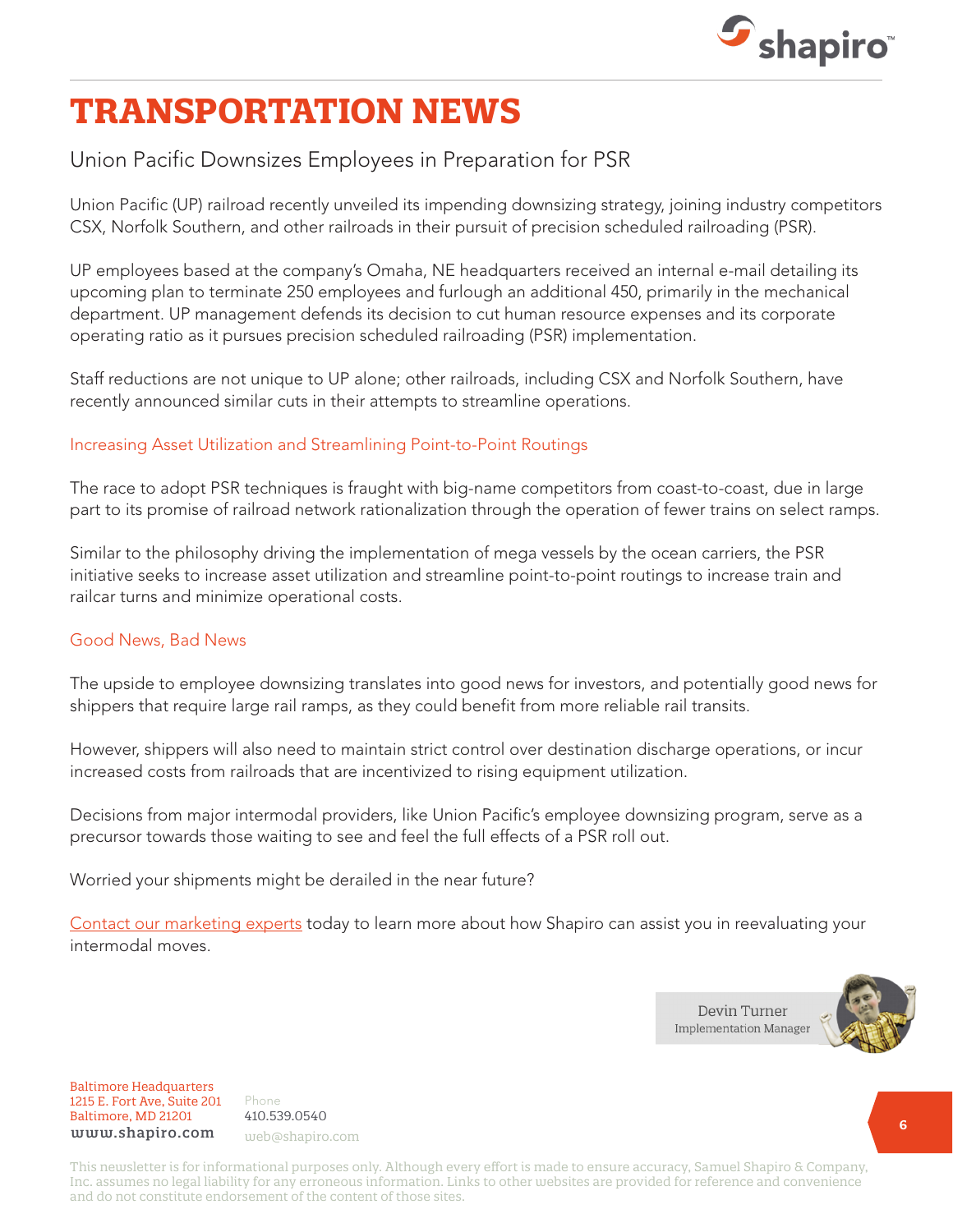# TRANSPORTATION NEWS

## Union Pacific Downsizes Employees in Preparation for PSR

Union Pacific (UP) railroad recently unveiled its impending downsizing strategy, joining industry competitors CSX, Norfolk Southern, and other railroads in their pursuit of precision scheduled railroading (PSR).

UP employees based at the company's Omaha, NE headquarters received an internal e-mail detailing its upcoming plan to terminate 250 employees and furlough an additional 450, primarily in the mechanical department. UP management defends its decision to cut human resource expenses and its corporate operating ratio as it pursues precision scheduled railroading (PSR) implementation.

Staff reductions are not unique to UP alone; other railroads, including CSX and Norfolk Southern, have recently announced similar cuts in their attempts to streamline operations.

### Increasing Asset Utilization and Streamlining Point-to-Point Routings

The race to adopt PSR techniques is fraught with big-name competitors from coast-to-coast, due in large part to its promise of railroad network rationalization through the operation of fewer trains on select ramps.

Similar to the philosophy driving the implementation of mega vessels by the ocean carriers, the PSR initiative seeks to increase asset utilization and streamline point-to-point routings to increase train and railcar turns and minimize operational costs.

### Good News, Bad News

The upside to employee downsizing translates into good news for investors, and potentially good news for shippers that require large rail ramps, as they could benefit from more reliable rail transits.

However, shippers will also need to maintain strict control over destination discharge operations, or incur increased costs from railroads that are incentivized to rising equipment utilization.

Decisions from major intermodal providers, like Union Pacific's employee downsizing program, serve as a precursor towards those waiting to see and feel the full effects of a PSR roll out.

Worried your shipments might be derailed in the near future?

Contact our marketing experts today to learn more about how Shapiro can assist you in reevaluating your intermodal moves.

Devin Turner
Implementation Manager

Baltimore Headquarters
1215 E. Fort Ave, Suite 201
Baltimore, MD 21201
www.shapiro.com

Phone
410.539.0540
web@shapiro.com

This newsletter is for informational purposes only. Although every effort is made to ensure accuracy, Samuel Shapiro & Company, Inc. assumes no legal liability for any erroneous information. Links to other websites are provided for reference and convenience and do not constitute endorsement of the content of those sites.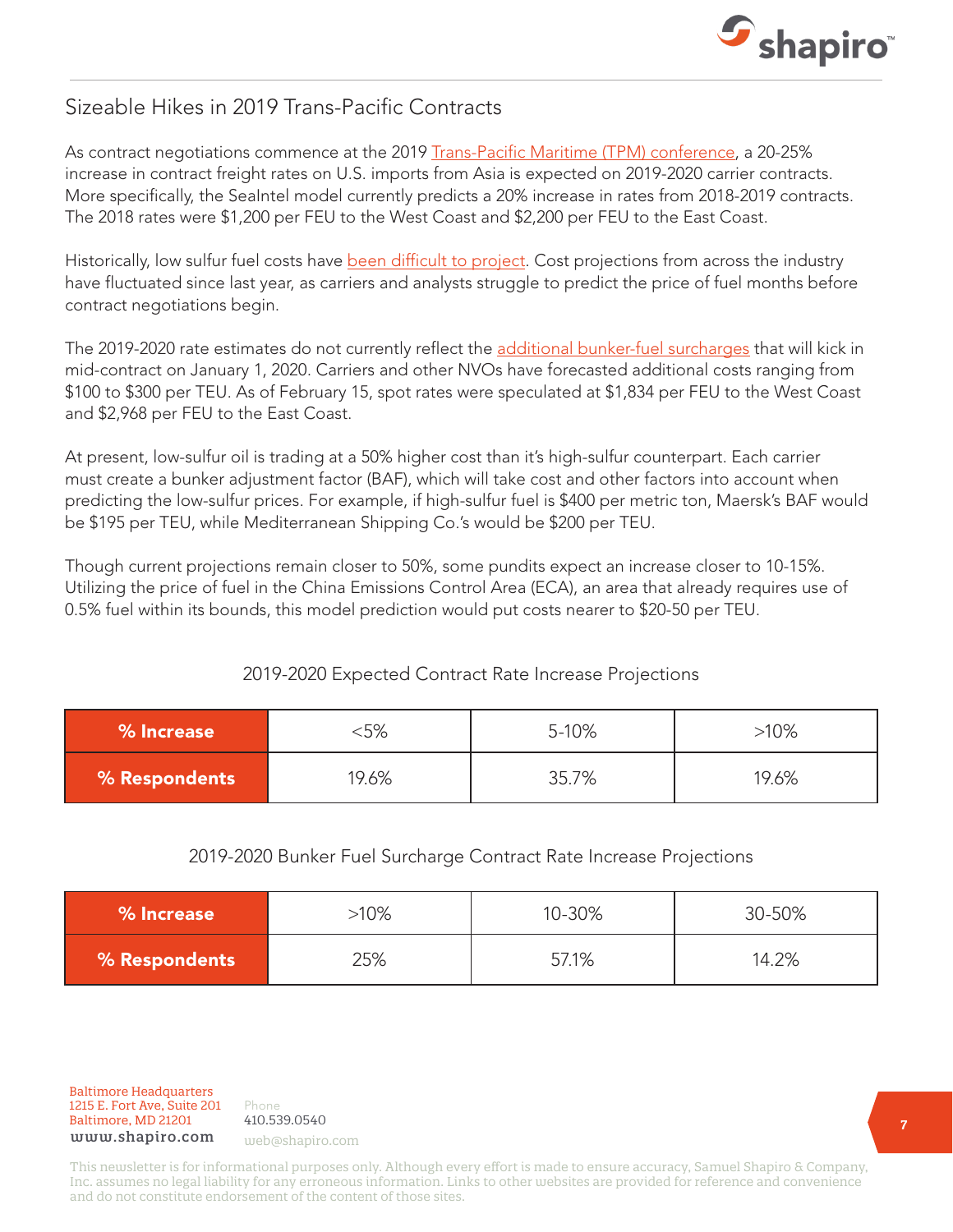## Sizeable Hikes in 2019 Trans-Pacific Contracts

As contract negotiations commence at the 2019 Trans-Pacific Maritime (TPM) conference, a 20-25% increase in contract freight rates on U.S. imports from Asia is expected on 2019-2020 carrier contracts. More specifically, the SeaIntel model currently predicts a 20% increase in rates from 2018-2019 contracts. The 2018 rates were $1,200 per FEU to the West Coast and $2,200 per FEU to the East Coast.

Historically, low sulfur fuel costs have been difficult to project. Cost projections from across the industry have fluctuated since last year, as carriers and analysts struggle to predict the price of fuel months before contract negotiations begin.

The 2019-2020 rate estimates do not currently reflect the additional bunker-fuel surcharges that will kick in mid-contract on January 1, 2020. Carriers and other NVOs have forecasted additional costs ranging from $100 to $300 per TEU. As of February 15, spot rates were speculated at $1,834 per FEU to the West Coast and $2,968 per FEU to the East Coast.

At present, low-sulfur oil is trading at a 50% higher cost than it's high-sulfur counterpart. Each carrier must create a bunker adjustment factor (BAF), which will take cost and other factors into account when predicting the low-sulfur prices. For example, if high-sulfur fuel is $400 per metric ton, Maersk's BAF would be $195 per TEU, while Mediterranean Shipping Co.'s would be $200 per TEU.

Though current projections remain closer to 50%, some pundits expect an increase closer to 10-15%. Utilizing the price of fuel in the China Emissions Control Area (ECA), an area that already requires use of 0.5% fuel within its bounds, this model prediction would put costs nearer to $20-50 per TEU.

2019-2020 Expected Contract Rate Increase Projections

| **% Increase** | <5% | 5-10% | >10% |
|---|---|---|---|
| **% Respondents** | 19.6% | 35.7% | 19.6% |

2019-2020 Bunker Fuel Surcharge Contract Rate Increase Projections

| **% Increase** | >10% | 10-30% | 30-50% |
|---|---|---|---|
| **% Respondents** | 25% | 57.1% | 14.2% |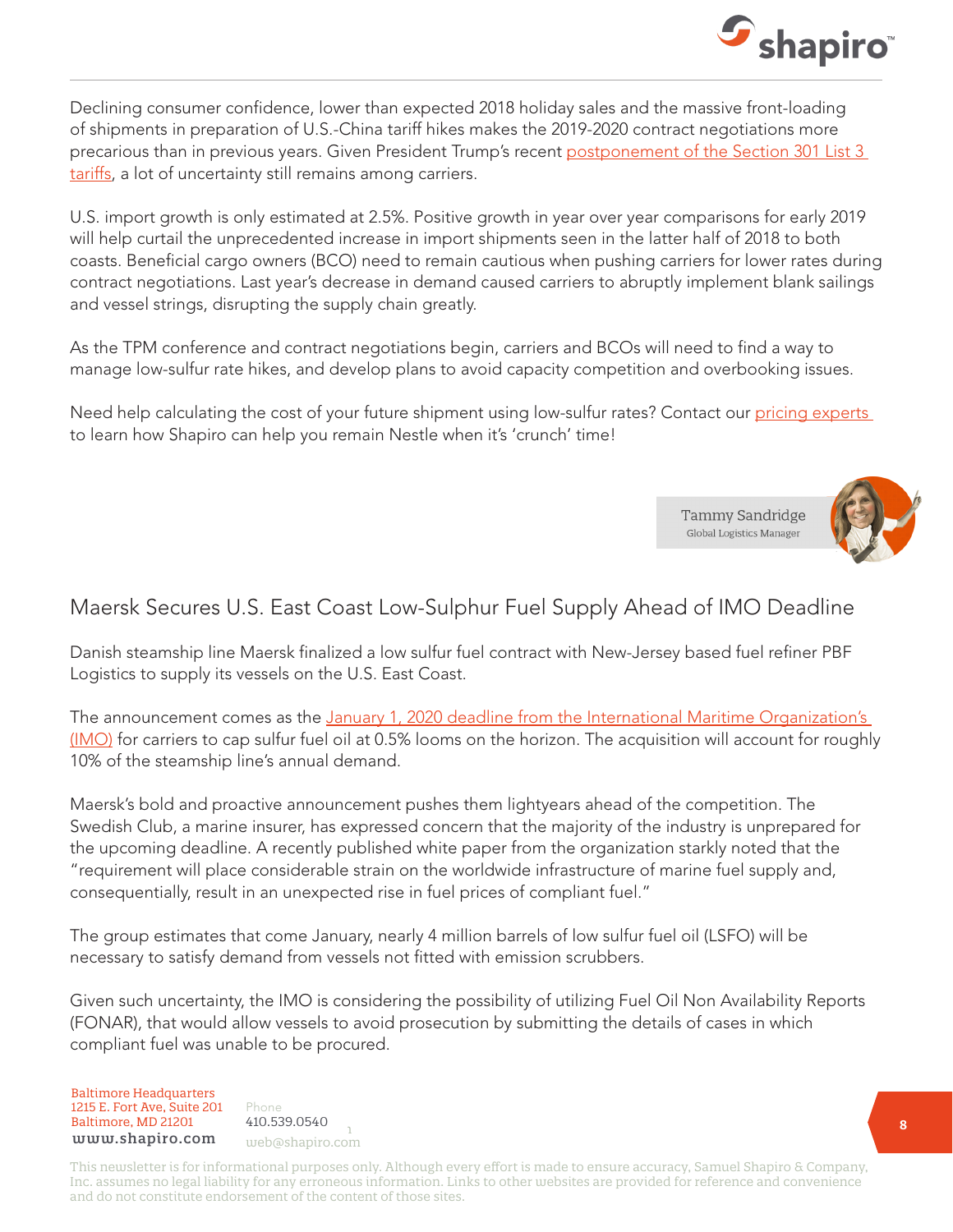Declining consumer confidence, lower than expected 2018 holiday sales and the massive front-loading of shipments in preparation of U.S.-China tariff hikes makes the 2019-2020 contract negotiations more precarious than in previous years. Given President Trump's recent postponement of the Section 301 List 3 tariffs, a lot of uncertainty still remains among carriers.

U.S. import growth is only estimated at 2.5%. Positive growth in year over year comparisons for early 2019 will help curtail the unprecedented increase in import shipments seen in the latter half of 2018 to both coasts. Beneficial cargo owners (BCO) need to remain cautious when pushing carriers for lower rates during contract negotiations. Last year's decrease in demand caused carriers to abruptly implement blank sailings and vessel strings, disrupting the supply chain greatly.

As the TPM conference and contract negotiations begin, carriers and BCOs will need to find a way to manage low-sulfur rate hikes, and develop plans to avoid capacity competition and overbooking issues.

Need help calculating the cost of your future shipment using low-sulfur rates? Contact our pricing experts to learn how Shapiro can help you remain Nestle when it's 'crunch' time!

Tammy Sandridge
Global Logistics Manager

## Maersk Secures U.S. East Coast Low-Sulphur Fuel Supply Ahead of IMO Deadline

Danish steamship line Maersk finalized a low sulfur fuel contract with New-Jersey based fuel refiner PBF Logistics to supply its vessels on the U.S. East Coast.

The announcement comes as the January 1, 2020 deadline from the International Maritime Organization's (IMO) for carriers to cap sulfur fuel oil at 0.5% looms on the horizon. The acquisition will account for roughly 10% of the steamship line's annual demand.

Maersk's bold and proactive announcement pushes them lightyears ahead of the competition. The Swedish Club, a marine insurer, has expressed concern that the majority of the industry is unprepared for the upcoming deadline. A recently published white paper from the organization starkly noted that the "requirement will place considerable strain on the worldwide infrastructure of marine fuel supply and, consequentially, result in an unexpected rise in fuel prices of compliant fuel."

The group estimates that come January, nearly 4 million barrels of low sulfur fuel oil (LSFO) will be necessary to satisfy demand from vessels not fitted with emission scrubbers.

Given such uncertainty, the IMO is considering the possibility of utilizing Fuel Oil Non Availability Reports (FONAR), that would allow vessels to avoid prosecution by submitting the details of cases in which compliant fuel was unable to be procured.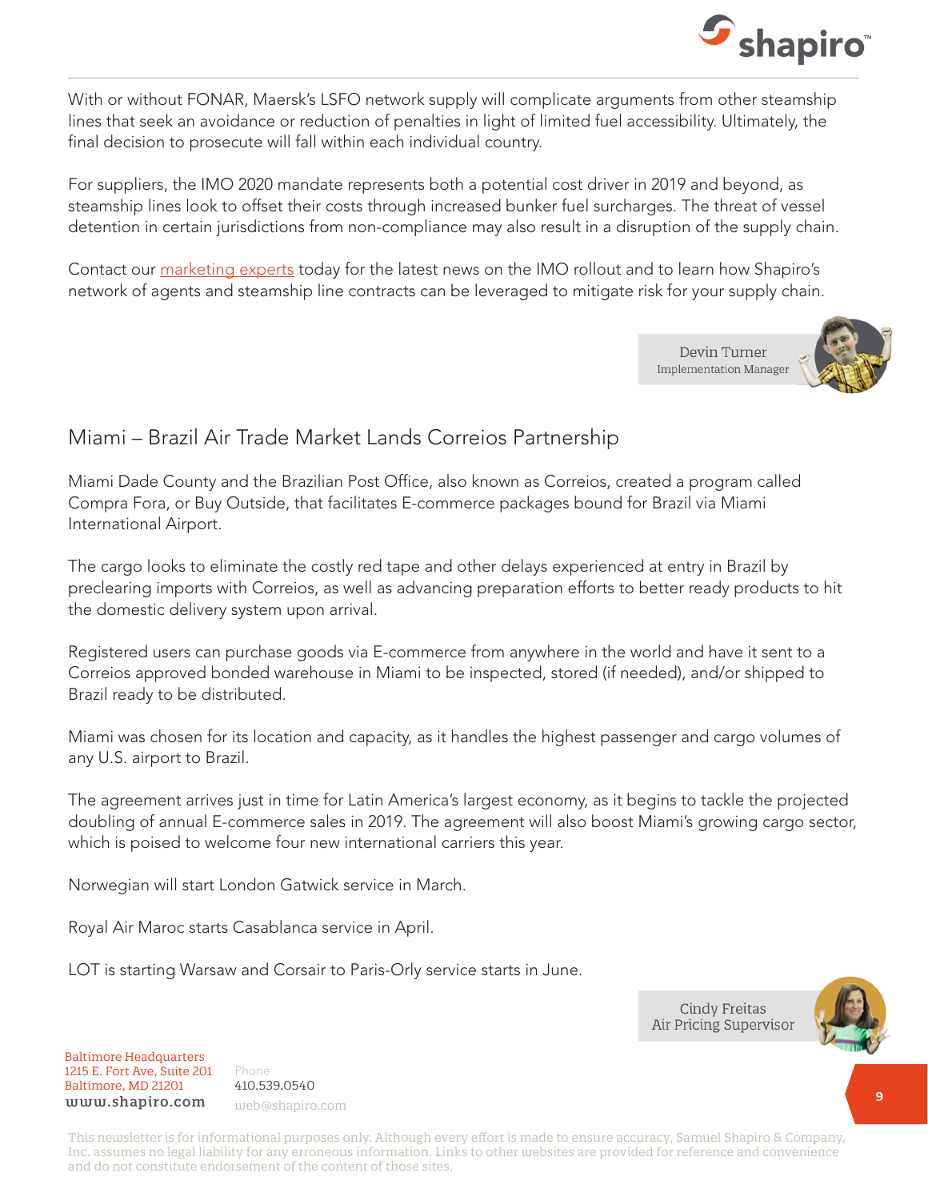With or without FONAR, Maersk's LSFO network supply will complicate arguments from other steamship lines that seek an avoidance or reduction of penalties in light of limited fuel accessibility. Ultimately, the final decision to prosecute will fall within each individual country.

For suppliers, the IMO 2020 mandate represents both a potential cost driver in 2019 and beyond, as steamship lines look to offset their costs through increased bunker fuel surcharges. The threat of vessel detention in certain jurisdictions from non-compliance may also result in a disruption of the supply chain.

Contact our marketing experts today for the latest news on the IMO rollout and to learn how Shapiro's network of agents and steamship line contracts can be leveraged to mitigate risk for your supply chain.

Devin Turner
Implementation Manager

## Miami – Brazil Air Trade Market Lands Correios Partnership

Miami Dade County and the Brazilian Post Office, also known as Correios, created a program called Compra Fora, or Buy Outside, that facilitates E-commerce packages bound for Brazil via Miami International Airport.

The cargo looks to eliminate the costly red tape and other delays experienced at entry in Brazil by preclearing imports with Correios, as well as advancing preparation efforts to better ready products to hit the domestic delivery system upon arrival.

Registered users can purchase goods via E-commerce from anywhere in the world and have it sent to a Correios approved bonded warehouse in Miami to be inspected, stored (if needed), and/or shipped to Brazil ready to be distributed.

Miami was chosen for its location and capacity, as it handles the highest passenger and cargo volumes of any U.S. airport to Brazil.

The agreement arrives just in time for Latin America's largest economy, as it begins to tackle the projected doubling of annual E-commerce sales in 2019. The agreement will also boost Miami's growing cargo sector, which is poised to welcome four new international carriers this year.

Norwegian will start London Gatwick service in March.

Royal Air Maroc starts Casablanca service in April.

LOT is starting Warsaw and Corsair to Paris-Orly service starts in June.

Cindy Freitas
Air Pricing Supervisor

Baltimore Headquarters
1215 E. Fort Ave, Suite 201
Baltimore, MD 21201
www.shapiro.com

Phone
410.539.0540
web@shapiro.com

This newsletter is for informational purposes only. Although every effort is made to ensure accuracy, Samuel Shapiro & Company, Inc. assumes no legal liability for any erroneous information. Links to other websites are provided for reference and convenience and do not constitute endorsement of the content of those sites.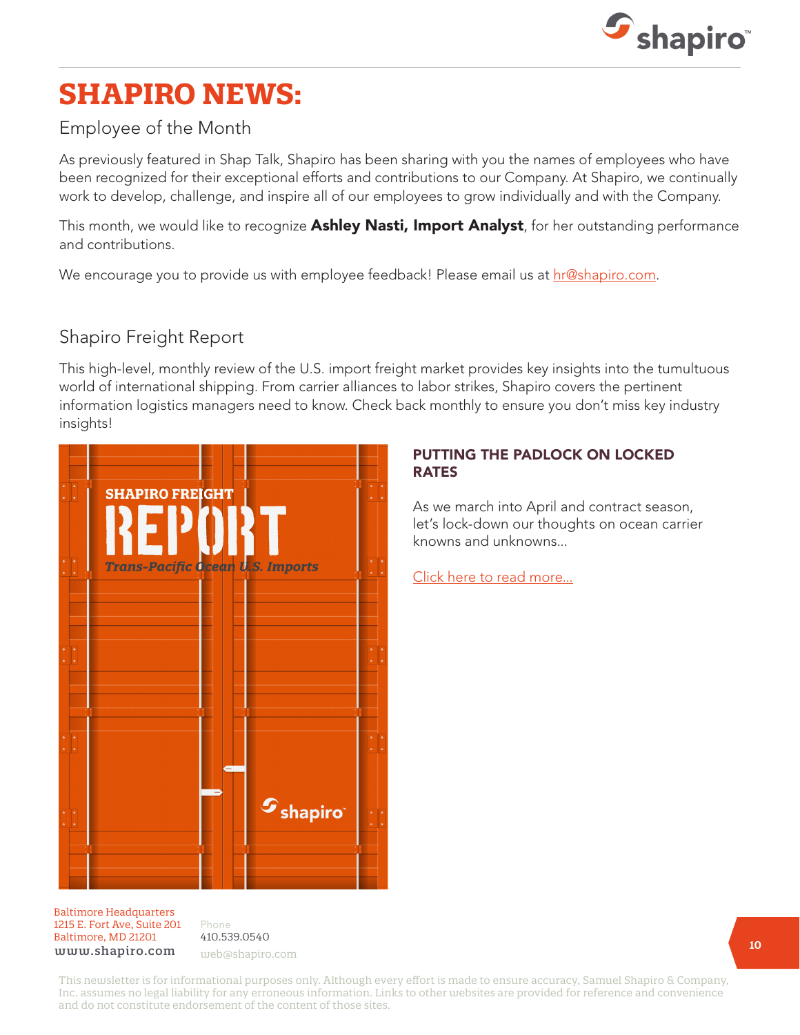# SHAPIRO NEWS:

## Employee of the Month

As previously featured in Shap Talk, Shapiro has been sharing with you the names of employees who have been recognized for their exceptional efforts and contributions to our Company. At Shapiro, we continually work to develop, challenge, and inspire all of our employees to grow individually and with the Company.

This month, we would like to recognize **Ashley Nasti, Import Analyst**, for her outstanding performance and contributions.

We encourage you to provide us with employee feedback! Please email us at hr@shapiro.com.

## Shapiro Freight Report

This high-level, monthly review of the U.S. import freight market provides key insights into the tumultuous world of international shipping. From carrier alliances to labor strikes, Shapiro covers the pertinent information logistics managers need to know. Check back monthly to ensure you don't miss key industry insights!

SHAPIRO FREIGHT REPORT

*Trans-Pacific Ocean U.S. Imports*

### PUTTING THE PADLOCK ON LOCKED RATES

As we march into April and contract season, let's lock-down our thoughts on ocean carrier knowns and unknowns...

Click here to read more...

Baltimore Headquarters
1215 E. Fort Ave, Suite 201
Baltimore, MD 21201
www.shapiro.com

Phone
410.539.0540
web@shapiro.com

This newsletter is for informational purposes only. Although every effort is made to ensure accuracy, Samuel Shapiro & Company, Inc. assumes no legal liability for any erroneous information. Links to other websites are provided for reference and convenience and do not constitute endorsement of the content of those sites.